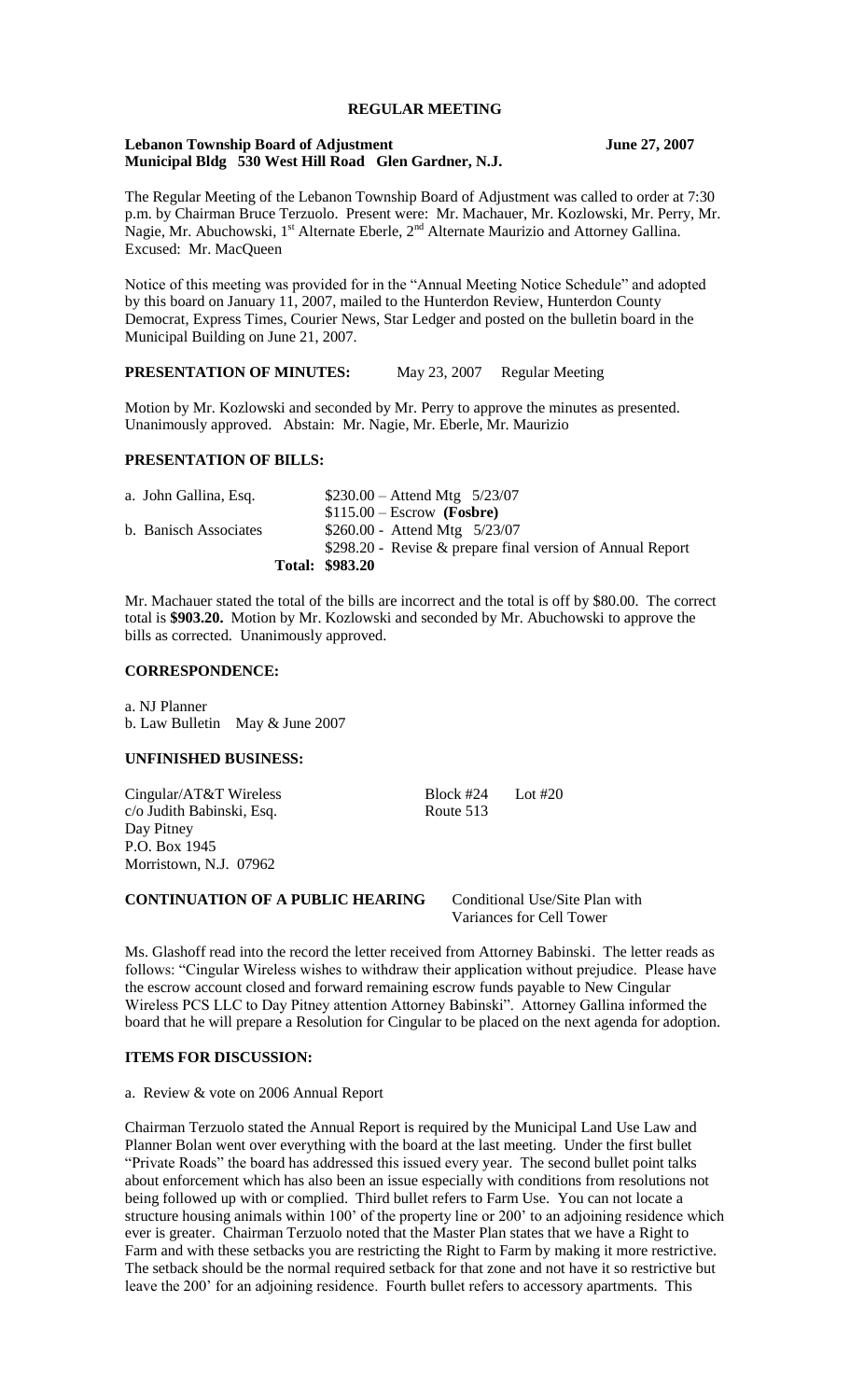# REGULAR MEETING

**Lebanon Township Board of Adjustment** **June 27, 2007**
**Municipal Bldg 530 West Hill Road Glen Gardner, N.J.**

The Regular Meeting of the Lebanon Township Board of Adjustment was called to order at 7:30 p.m. by Chairman Bruce Terzuolo. Present were: Mr. Machauer, Mr. Kozlowski, Mr. Perry, Mr. Nagie, Mr. Abuchowski, 1st Alternate Eberle, 2nd Alternate Maurizio and Attorney Gallina. Excused: Mr. MacQueen

Notice of this meeting was provided for in the "Annual Meeting Notice Schedule" and adopted by this board on January 11, 2007, mailed to the Hunterdon Review, Hunterdon County Democrat, Express Times, Courier News, Star Ledger and posted on the bulletin board in the Municipal Building on June 21, 2007.

**PRESENTATION OF MINUTES:** May 23, 2007 Regular Meeting

Motion by Mr. Kozlowski and seconded by Mr. Perry to approve the minutes as presented. Unanimously approved. Abstain: Mr. Nagie, Mr. Eberle, Mr. Maurizio

**PRESENTATION OF BILLS:**

| | |
|---|---|
| a. John Gallina, Esq. | $230.00 – Attend Mtg 5/23/07 |
| | $115.00 – Escrow **(Fosbre)** |
| b. Banisch Associates | $260.00 - Attend Mtg 5/23/07 |
| | $298.20 - Revise & prepare final version of Annual Report |
| **Total:** | **$983.20** |

Mr. Machauer stated the total of the bills are incorrect and the total is off by $80.00. The correct total is **$903.20.** Motion by Mr. Kozlowski and seconded by Mr. Abuchowski to approve the bills as corrected. Unanimously approved.

**CORRESPONDENCE:**

a. NJ Planner
b. Law Bulletin May & June 2007

**UNFINISHED BUSINESS:**

Cingular/AT&T Wireless Block #24 Lot #20
c/o Judith Babinski, Esq. Route 513
Day Pitney
P.O. Box 1945
Morristown, N.J. 07962

**CONTINUATION OF A PUBLIC HEARING** Conditional Use/Site Plan with Variances for Cell Tower

Ms. Glashoff read into the record the letter received from Attorney Babinski. The letter reads as follows: "Cingular Wireless wishes to withdraw their application without prejudice. Please have the escrow account closed and forward remaining escrow funds payable to New Cingular Wireless PCS LLC to Day Pitney attention Attorney Babinski". Attorney Gallina informed the board that he will prepare a Resolution for Cingular to be placed on the next agenda for adoption.

**ITEMS FOR DISCUSSION:**

a. Review & vote on 2006 Annual Report

Chairman Terzuolo stated the Annual Report is required by the Municipal Land Use Law and Planner Bolan went over everything with the board at the last meeting. Under the first bullet "Private Roads" the board has addressed this issued every year. The second bullet point talks about enforcement which has also been an issue especially with conditions from resolutions not being followed up with or complied. Third bullet refers to Farm Use. You can not locate a structure housing animals within 100' of the property line or 200' to an adjoining residence which ever is greater. Chairman Terzuolo noted that the Master Plan states that we have a Right to Farm and with these setbacks you are restricting the Right to Farm by making it more restrictive. The setback should be the normal required setback for that zone and not have it so restrictive but leave the 200' for an adjoining residence. Fourth bullet refers to accessory apartments. This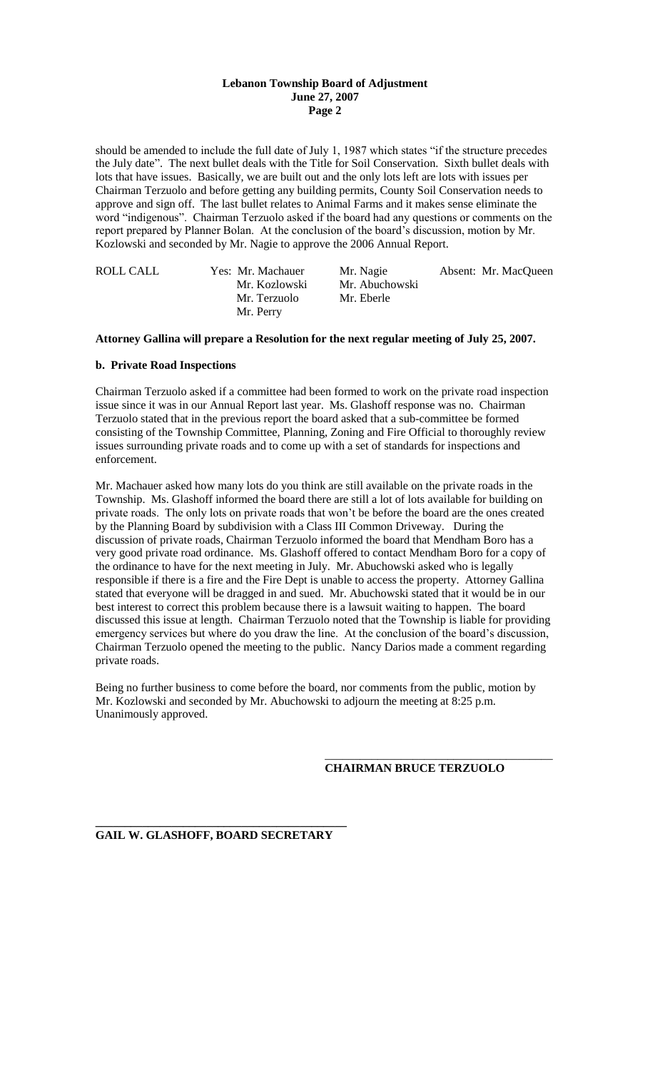should be amended to include the full date of July 1, 1987 which states "if the structure precedes the July date". The next bullet deals with the Title for Soil Conservation. Sixth bullet deals with lots that have issues. Basically, we are built out and the only lots left are lots with issues per Chairman Terzuolo and before getting any building permits, County Soil Conservation needs to approve and sign off. The last bullet relates to Animal Farms and it makes sense eliminate the word "indigenous". Chairman Terzuolo asked if the board had any questions or comments on the report prepared by Planner Bolan. At the conclusion of the board's discussion, motion by Mr. Kozlowski and seconded by Mr. Nagie to approve the 2006 Annual Report.

| | | | |
|---|---|---|---|
| ROLL CALL | Yes: Mr. Machauer | Mr. Nagie | Absent: Mr. MacQueen |
| | Mr. Kozlowski | Mr. Abuchowski | |
| | Mr. Terzuolo | Mr. Eberle | |
| | Mr. Perry | | |

**Attorney Gallina will prepare a Resolution for the next regular meeting of July 25, 2007.**

**b. Private Road Inspections**

Chairman Terzuolo asked if a committee had been formed to work on the private road inspection issue since it was in our Annual Report last year. Ms. Glashoff response was no. Chairman Terzuolo stated that in the previous report the board asked that a sub-committee be formed consisting of the Township Committee, Planning, Zoning and Fire Official to thoroughly review issues surrounding private roads and to come up with a set of standards for inspections and enforcement.

Mr. Machauer asked how many lots do you think are still available on the private roads in the Township. Ms. Glashoff informed the board there are still a lot of lots available for building on private roads. The only lots on private roads that won't be before the board are the ones created by the Planning Board by subdivision with a Class III Common Driveway. During the discussion of private roads, Chairman Terzuolo informed the board that Mendham Boro has a very good private road ordinance. Ms. Glashoff offered to contact Mendham Boro for a copy of the ordinance to have for the next meeting in July. Mr. Abuchowski asked who is legally responsible if there is a fire and the Fire Dept is unable to access the property. Attorney Gallina stated that everyone will be dragged in and sued. Mr. Abuchowski stated that it would be in our best interest to correct this problem because there is a lawsuit waiting to happen. The board discussed this issue at length. Chairman Terzuolo noted that the Township is liable for providing emergency services but where do you draw the line. At the conclusion of the board's discussion, Chairman Terzuolo opened the meeting to the public. Nancy Darios made a comment regarding private roads.

Being no further business to come before the board, nor comments from the public, motion by Mr. Kozlowski and seconded by Mr. Abuchowski to adjourn the meeting at 8:25 p.m. Unanimously approved.

\_\_\_\_\_\_\_\_\_\_\_\_\_\_\_\_\_\_\_\_\_\_\_\_\_\_\_\_\_\_\_\_\_\_\_\_\_\_
**CHAIRMAN BRUCE TERZUOLO**

\_\_\_\_\_\_\_\_\_\_\_\_\_\_\_\_\_\_\_\_\_\_\_\_\_\_\_\_\_\_\_\_\_\_\_\_\_\_
**GAIL W. GLASHOFF, BOARD SECRETARY**